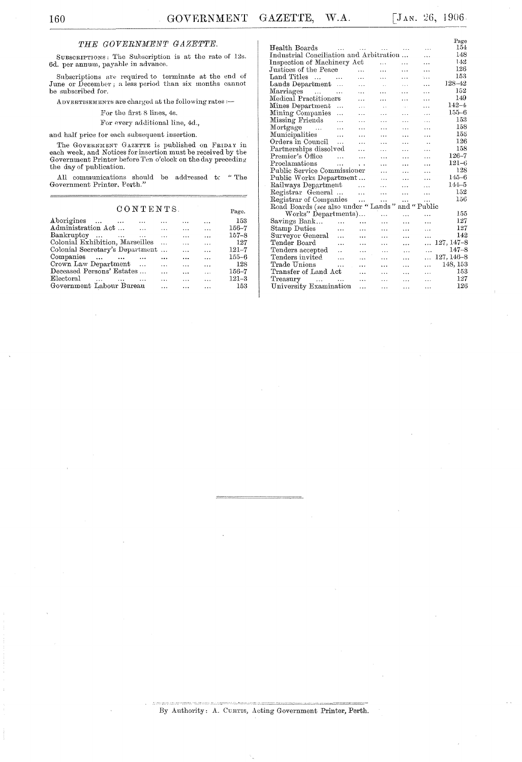## *THE GOVERNMENT GAZETTE.*

SUBSCRIPTIONS: The Subscription is at the rate of 12s. 6d. per annum, payable in advance.

Subscriptions are required to terminate at the end of June or December; a less period than six months cannot be subscribed for.

ADVERTISEMENTS are charged at the following rates:—

For the first 8 lines, 4s.

For every additional line, 4d.,

and half price for each subsequent insertion.

The GOVERNMENT GAZETTE is published on FRIDAY in each week, and Notices for insertion must be received by the Government Printer before Ten o'clock on the day preceding the day of publication.

All communications should be addressed to "The Government Printer, Perth."

## CONTENTS.

| | Page. |
|---|---|
| Aborigines | 153 |
| Administration Act | 156–7 |
| Bankruptcy | 157–8 |
| Colonial Exhibition, Marseilles | 127 |
| Colonial Secretary's Department | 121–7 |
| Companies | 155–6 |
| Crown Law Department | 128 |
| Deceased Persons' Estates | 156–7 |
| Electoral | 121–3 |
| Government Labour Bureau | 153 |
| Health Boards | 154 |
| Industrial Conciliation and Arbitration | 148 |
| Inspection of Machinery Act | 142 |
| Justices of the Peace | 126 |
| Land Titles | 153 |
| Lands Department | 128–42 |
| Marriages | 152 |
| Medical Practitioners | 149 |
| Mines Department | 142–4 |
| Mining Companies | 155–6 |
| Missing Friends | 153 |
| Mortgage | 158 |
| Municipalities | 155 |
| Orders in Council | 126 |
| Partnerships dissolved | 158 |
| Premier's Office | 126–7 |
| Proclamations | 121–6 |
| Public Service Commissioner | 128 |
| Public Works Department | 145–6 |
| Railways Department | 144–5 |
| Registrar General | 152 |
| Registrar of Companies | 156 |
| Road Boards (*see* also under "Lands" and "Public Works" Departments) | 155 |
| Savings Bank | 127 |
| Stamp Duties | 127 |
| Surveyor General | 142 |
| Tender Board | 127, 147–8 |
| Tenders accepted | 147–8 |
| Tenders invited | 127, 146–8 |
| Trade Unions | 148, 153 |
| Transfer of Land Act | 153 |
| Treasury | 127 |
| University Examination | 126 |

By Authority: A. CURTIS, Acting Government Printer, Perth.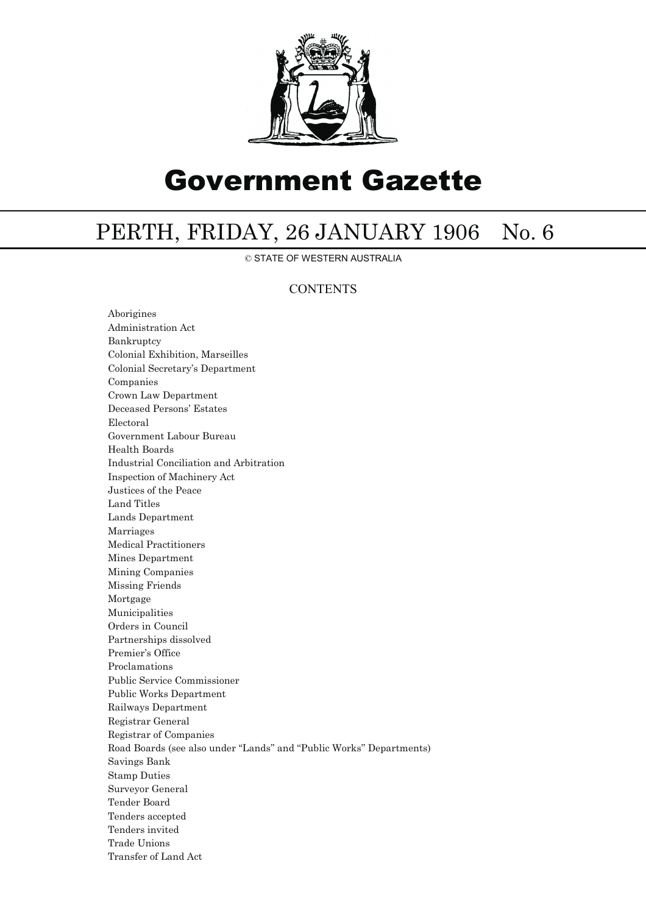# Government Gazette

## PERTH, FRIDAY, 26 JANUARY 1906 No. 6

© STATE OF WESTERN AUSTRALIA

### CONTENTS

Aborigines
Administration Act
Bankruptcy
Colonial Exhibition, Marseilles
Colonial Secretary's Department
Companies
Crown Law Department
Deceased Persons' Estates
Electoral
Government Labour Bureau
Health Boards
Industrial Conciliation and Arbitration
Inspection of Machinery Act
Justices of the Peace
Land Titles
Lands Department
Marriages
Medical Practitioners
Mines Department
Mining Companies
Missing Friends
Mortgage
Municipalities
Orders in Council
Partnerships dissolved
Premier's Office
Proclamations
Public Service Commissioner
Public Works Department
Railways Department
Registrar General
Registrar of Companies
Road Boards (see also under "Lands" and "Public Works" Departments)
Savings Bank
Stamp Duties
Surveyor General
Tender Board
Tenders accepted
Tenders invited
Trade Unions
Transfer of Land Act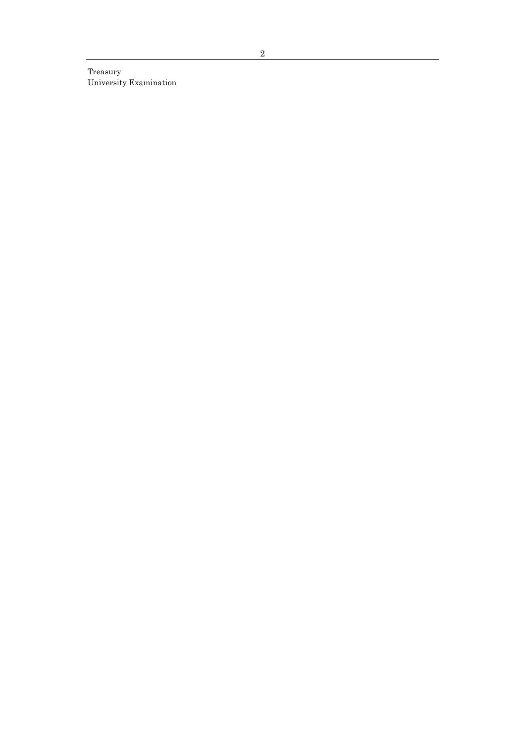Treasury
University Examination